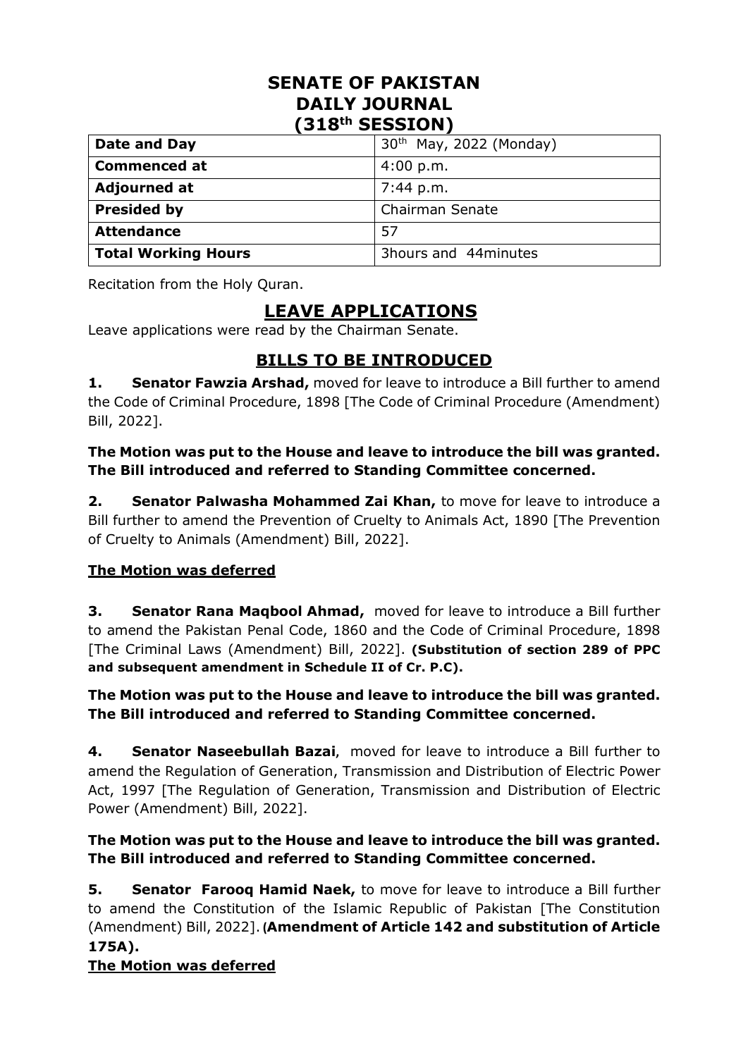# SENATE OF PAKISTAN
# DAILY JOURNAL
# (318th SESSION)

| **Date and Day** | 30th May, 2022 (Monday) |
|---|---|
| **Commenced at** | 4:00 p.m. |
| **Adjourned at** | 7:44 p.m. |
| **Presided by** | Chairman Senate |
| **Attendance** | 57 |
| **Total Working Hours** | 3hours and 44minutes |

Recitation from the Holy Quran.

## LEAVE APPLICATIONS

Leave applications were read by the Chairman Senate.

## BILLS TO BE INTRODUCED

**1. Senator Fawzia Arshad,** moved for leave to introduce a Bill further to amend the Code of Criminal Procedure, 1898 [The Code of Criminal Procedure (Amendment) Bill, 2022].

**The Motion was put to the House and leave to introduce the bill was granted. The Bill introduced and referred to Standing Committee concerned.**

**2. Senator Palwasha Mohammed Zai Khan,** to move for leave to introduce a Bill further to amend the Prevention of Cruelty to Animals Act, 1890 [The Prevention of Cruelty to Animals (Amendment) Bill, 2022].

**The Motion was deferred**

**3. Senator Rana Maqbool Ahmad,** moved for leave to introduce a Bill further to amend the Pakistan Penal Code, 1860 and the Code of Criminal Procedure, 1898 [The Criminal Laws (Amendment) Bill, 2022]. **(Substitution of section 289 of PPC and subsequent amendment in Schedule II of Cr. P.C).**

**The Motion was put to the House and leave to introduce the bill was granted. The Bill introduced and referred to Standing Committee concerned.**

**4. Senator Naseebullah Bazai**, moved for leave to introduce a Bill further to amend the Regulation of Generation, Transmission and Distribution of Electric Power Act, 1997 [The Regulation of Generation, Transmission and Distribution of Electric Power (Amendment) Bill, 2022].

**The Motion was put to the House and leave to introduce the bill was granted. The Bill introduced and referred to Standing Committee concerned.**

**5. Senator Farooq Hamid Naek,** to move for leave to introduce a Bill further to amend the Constitution of the Islamic Republic of Pakistan [The Constitution (Amendment) Bill, 2022]. **(Amendment of Article 142 and substitution of Article 175A).**

**The Motion was deferred**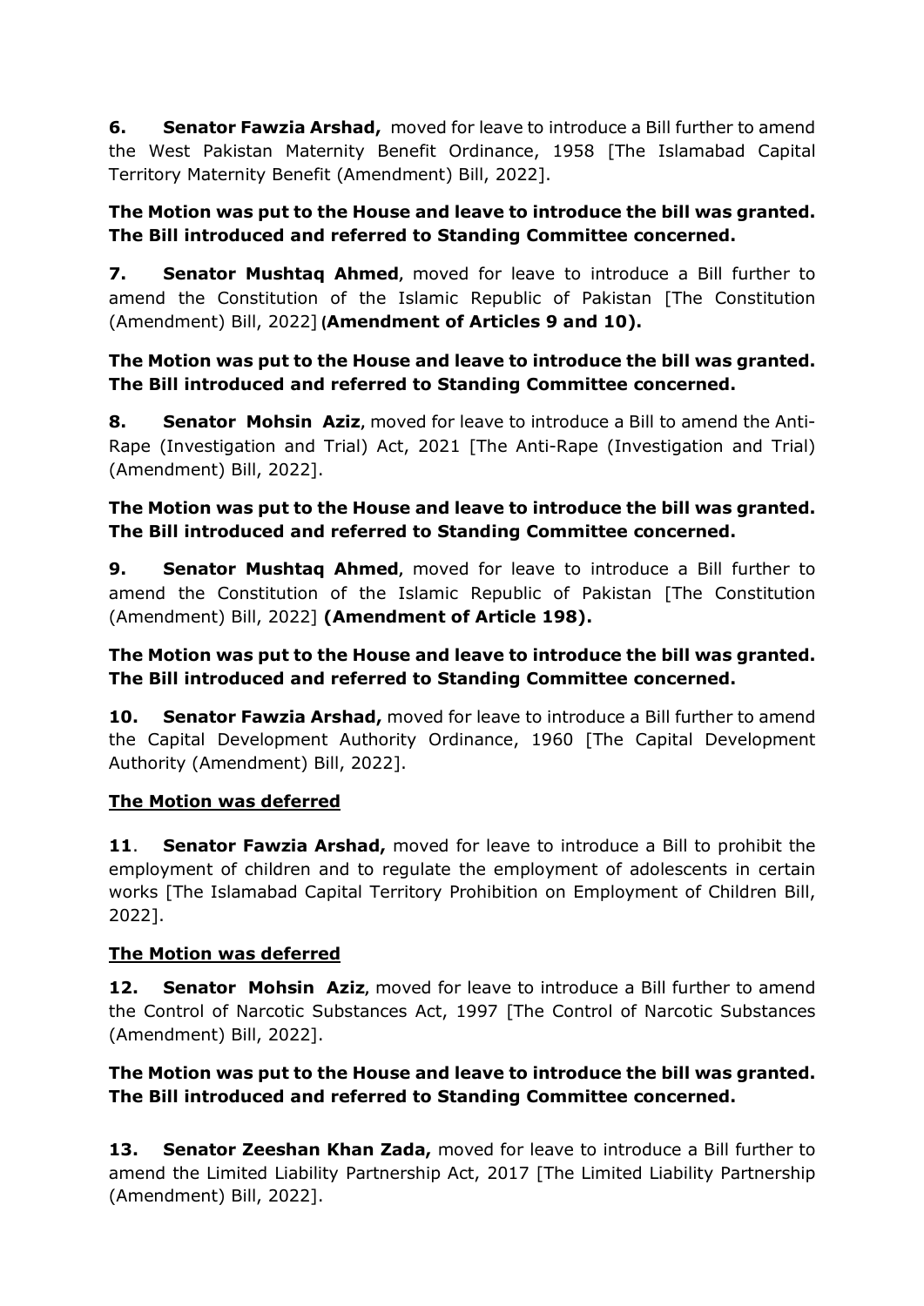**6. Senator Fawzia Arshad,** moved for leave to introduce a Bill further to amend the West Pakistan Maternity Benefit Ordinance, 1958 [The Islamabad Capital Territory Maternity Benefit (Amendment) Bill, 2022].

**The Motion was put to the House and leave to introduce the bill was granted. The Bill introduced and referred to Standing Committee concerned.**

**7. Senator Mushtaq Ahmed**, moved for leave to introduce a Bill further to amend the Constitution of the Islamic Republic of Pakistan [The Constitution (Amendment) Bill, 2022] **(Amendment of Articles 9 and 10).**

**The Motion was put to the House and leave to introduce the bill was granted. The Bill introduced and referred to Standing Committee concerned.**

**8. Senator Mohsin Aziz**, moved for leave to introduce a Bill to amend the Anti-Rape (Investigation and Trial) Act, 2021 [The Anti-Rape (Investigation and Trial) (Amendment) Bill, 2022].

**The Motion was put to the House and leave to introduce the bill was granted. The Bill introduced and referred to Standing Committee concerned.**

**9. Senator Mushtaq Ahmed**, moved for leave to introduce a Bill further to amend the Constitution of the Islamic Republic of Pakistan [The Constitution (Amendment) Bill, 2022] **(Amendment of Article 198).**

**The Motion was put to the House and leave to introduce the bill was granted. The Bill introduced and referred to Standing Committee concerned.**

**10. Senator Fawzia Arshad,** moved for leave to introduce a Bill further to amend the Capital Development Authority Ordinance, 1960 [The Capital Development Authority (Amendment) Bill, 2022].

**The Motion was deferred**

**11. Senator Fawzia Arshad,** moved for leave to introduce a Bill to prohibit the employment of children and to regulate the employment of adolescents in certain works [The Islamabad Capital Territory Prohibition on Employment of Children Bill, 2022].

**The Motion was deferred**

**12. Senator Mohsin Aziz**, moved for leave to introduce a Bill further to amend the Control of Narcotic Substances Act, 1997 [The Control of Narcotic Substances (Amendment) Bill, 2022].

**The Motion was put to the House and leave to introduce the bill was granted. The Bill introduced and referred to Standing Committee concerned.**

**13. Senator Zeeshan Khan Zada,** moved for leave to introduce a Bill further to amend the Limited Liability Partnership Act, 2017 [The Limited Liability Partnership (Amendment) Bill, 2022].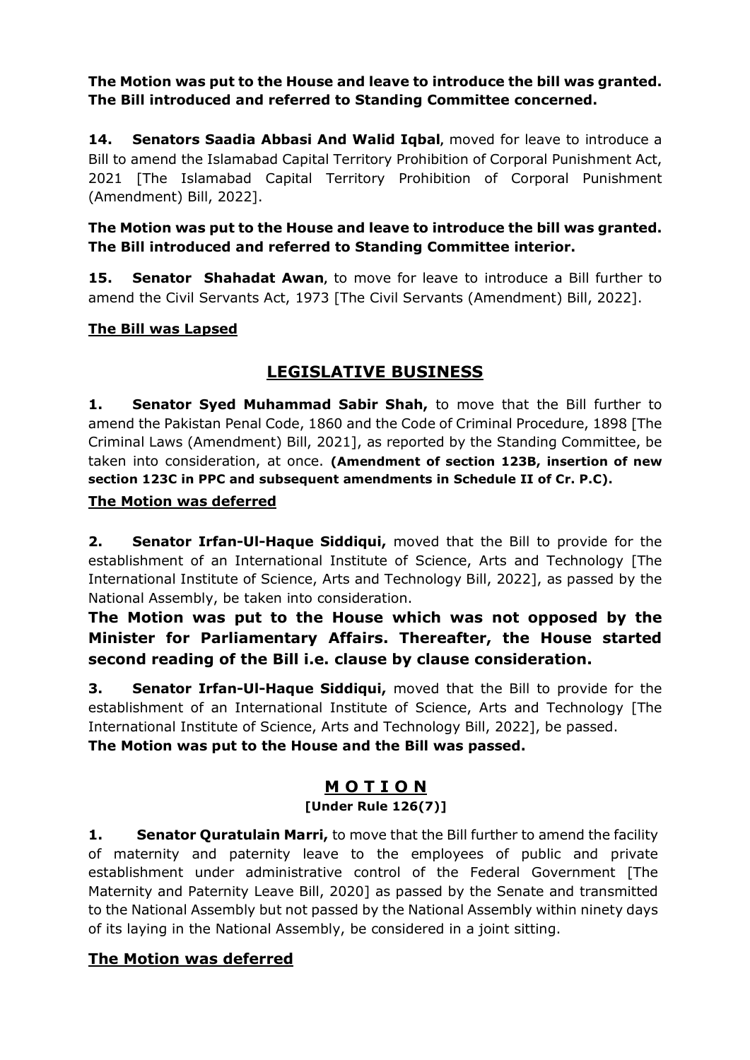**The Motion was put to the House and leave to introduce the bill was granted. The Bill introduced and referred to Standing Committee concerned.**

**14. Senators Saadia Abbasi And Walid Iqbal**, moved for leave to introduce a Bill to amend the Islamabad Capital Territory Prohibition of Corporal Punishment Act, 2021 [The Islamabad Capital Territory Prohibition of Corporal Punishment (Amendment) Bill, 2022].

**The Motion was put to the House and leave to introduce the bill was granted. The Bill introduced and referred to Standing Committee interior.**

**15. Senator Shahadat Awan**, to move for leave to introduce a Bill further to amend the Civil Servants Act, 1973 [The Civil Servants (Amendment) Bill, 2022].

**The Bill was Lapsed**

## LEGISLATIVE BUSINESS

**1. Senator Syed Muhammad Sabir Shah,** to move that the Bill further to amend the Pakistan Penal Code, 1860 and the Code of Criminal Procedure, 1898 [The Criminal Laws (Amendment) Bill, 2021], as reported by the Standing Committee, be taken into consideration, at once. **(Amendment of section 123B, insertion of new section 123C in PPC and subsequent amendments in Schedule II of Cr. P.C).**

**The Motion was deferred**

**2. Senator Irfan-Ul-Haque Siddiqui,** moved that the Bill to provide for the establishment of an International Institute of Science, Arts and Technology [The International Institute of Science, Arts and Technology Bill, 2022], as passed by the National Assembly, be taken into consideration.

**The Motion was put to the House which was not opposed by the Minister for Parliamentary Affairs. Thereafter, the House started second reading of the Bill i.e. clause by clause consideration.**

**3. Senator Irfan-Ul-Haque Siddiqui,** moved that the Bill to provide for the establishment of an International Institute of Science, Arts and Technology [The International Institute of Science, Arts and Technology Bill, 2022], be passed.

**The Motion was put to the House and the Bill was passed.**

## M O T I O N

**[Under Rule 126(7)]**

**1. Senator Quratulain Marri,** to move that the Bill further to amend the facility of maternity and paternity leave to the employees of public and private establishment under administrative control of the Federal Government [The Maternity and Paternity Leave Bill, 2020] as passed by the Senate and transmitted to the National Assembly but not passed by the National Assembly within ninety days of its laying in the National Assembly, be considered in a joint sitting.

**The Motion was deferred**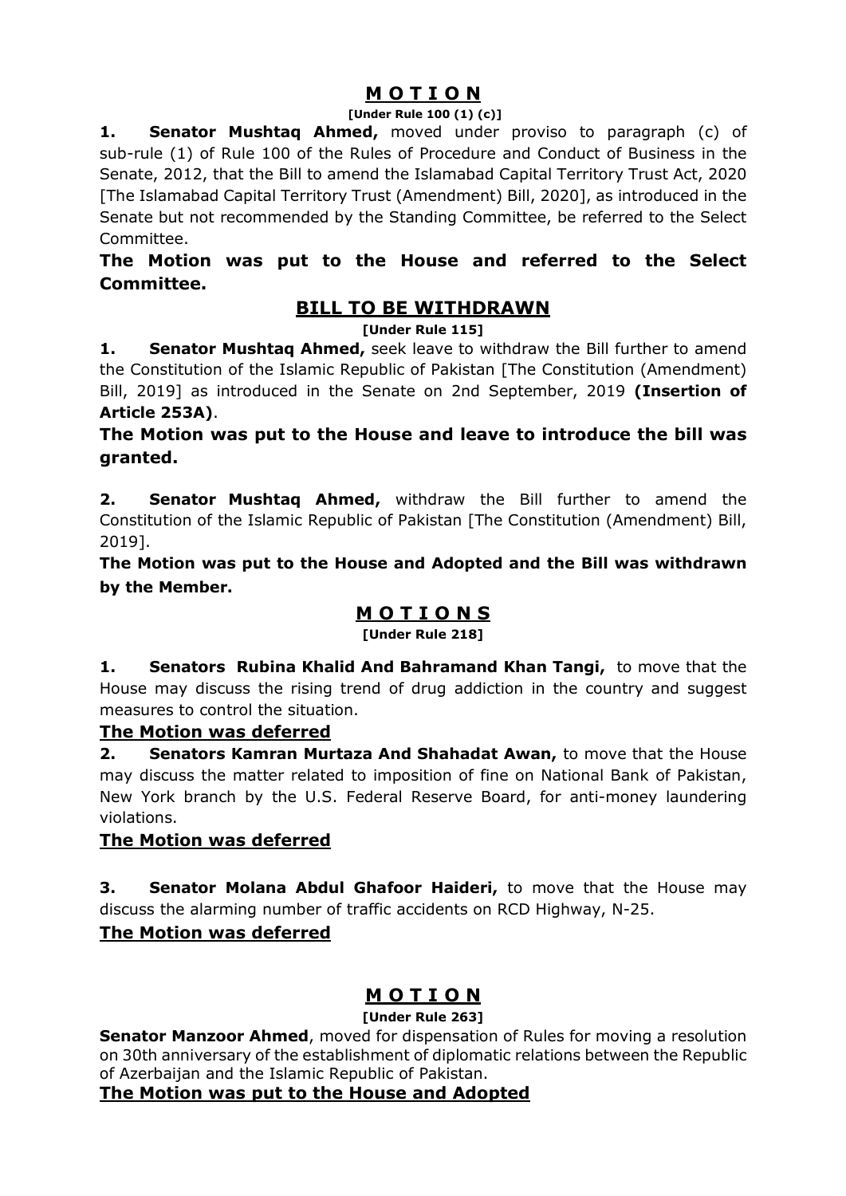## M O T I O N

**[Under Rule 100 (1) (c)]**

**1. Senator Mushtaq Ahmed,** moved under proviso to paragraph (c) of sub-rule (1) of Rule 100 of the Rules of Procedure and Conduct of Business in the Senate, 2012, that the Bill to amend the Islamabad Capital Territory Trust Act, 2020 [The Islamabad Capital Territory Trust (Amendment) Bill, 2020], as introduced in the Senate but not recommended by the Standing Committee, be referred to the Select Committee.

**The Motion was put to the House and referred to the Select Committee.**

## BILL TO BE WITHDRAWN

**[Under Rule 115]**

**1. Senator Mushtaq Ahmed,** seek leave to withdraw the Bill further to amend the Constitution of the Islamic Republic of Pakistan [The Constitution (Amendment) Bill, 2019] as introduced in the Senate on 2nd September, 2019 **(Insertion of Article 253A)**.

**The Motion was put to the House and leave to introduce the bill was granted.**

**2. Senator Mushtaq Ahmed,** withdraw the Bill further to amend the Constitution of the Islamic Republic of Pakistan [The Constitution (Amendment) Bill, 2019].

**The Motion was put to the House and Adopted and the Bill was withdrawn by the Member.**

## M O T I O N S

**[Under Rule 218]**

**1. Senators Rubina Khalid And Bahramand Khan Tangi,** to move that the House may discuss the rising trend of drug addiction in the country and suggest measures to control the situation.

**The Motion was deferred**

**2. Senators Kamran Murtaza And Shahadat Awan,** to move that the House may discuss the matter related to imposition of fine on National Bank of Pakistan, New York branch by the U.S. Federal Reserve Board, for anti-money laundering violations.

**The Motion was deferred**

**3. Senator Molana Abdul Ghafoor Haideri,** to move that the House may discuss the alarming number of traffic accidents on RCD Highway, N-25.

**The Motion was deferred**

## M O T I O N

**[Under Rule 263]**

**Senator Manzoor Ahmed**, moved for dispensation of Rules for moving a resolution on 30th anniversary of the establishment of diplomatic relations between the Republic of Azerbaijan and the Islamic Republic of Pakistan.

**The Motion was put to the House and Adopted**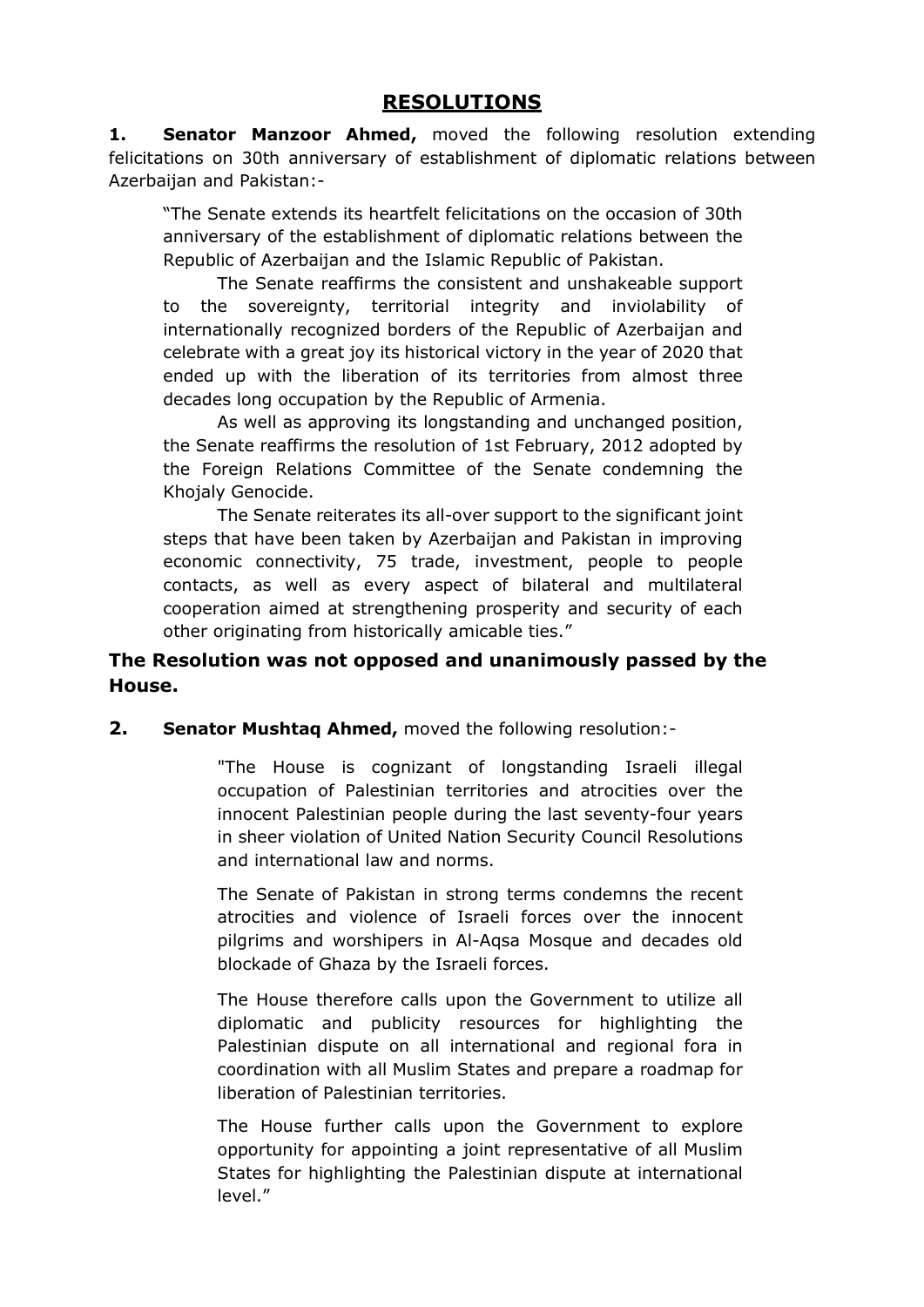## RESOLUTIONS

**1. Senator Manzoor Ahmed,** moved the following resolution extending felicitations on 30th anniversary of establishment of diplomatic relations between Azerbaijan and Pakistan:-

> "The Senate extends its heartfelt felicitations on the occasion of 30th anniversary of the establishment of diplomatic relations between the Republic of Azerbaijan and the Islamic Republic of Pakistan.
>
> The Senate reaffirms the consistent and unshakeable support to the sovereignty, territorial integrity and inviolability of internationally recognized borders of the Republic of Azerbaijan and celebrate with a great joy its historical victory in the year of 2020 that ended up with the liberation of its territories from almost three decades long occupation by the Republic of Armenia.
>
> As well as approving its longstanding and unchanged position, the Senate reaffirms the resolution of 1st February, 2012 adopted by the Foreign Relations Committee of the Senate condemning the Khojaly Genocide.
>
> The Senate reiterates its all-over support to the significant joint steps that have been taken by Azerbaijan and Pakistan in improving economic connectivity, 75 trade, investment, people to people contacts, as well as every aspect of bilateral and multilateral cooperation aimed at strengthening prosperity and security of each other originating from historically amicable ties."

**The Resolution was not opposed and unanimously passed by the House.**

**2. Senator Mushtaq Ahmed,** moved the following resolution:-

> "The House is cognizant of longstanding Israeli illegal occupation of Palestinian territories and atrocities over the innocent Palestinian people during the last seventy-four years in sheer violation of United Nation Security Council Resolutions and international law and norms.
>
> The Senate of Pakistan in strong terms condemns the recent atrocities and violence of Israeli forces over the innocent pilgrims and worshipers in Al-Aqsa Mosque and decades old blockade of Ghaza by the Israeli forces.
>
> The House therefore calls upon the Government to utilize all diplomatic and publicity resources for highlighting the Palestinian dispute on all international and regional fora in coordination with all Muslim States and prepare a roadmap for liberation of Palestinian territories.
>
> The House further calls upon the Government to explore opportunity for appointing a joint representative of all Muslim States for highlighting the Palestinian dispute at international level."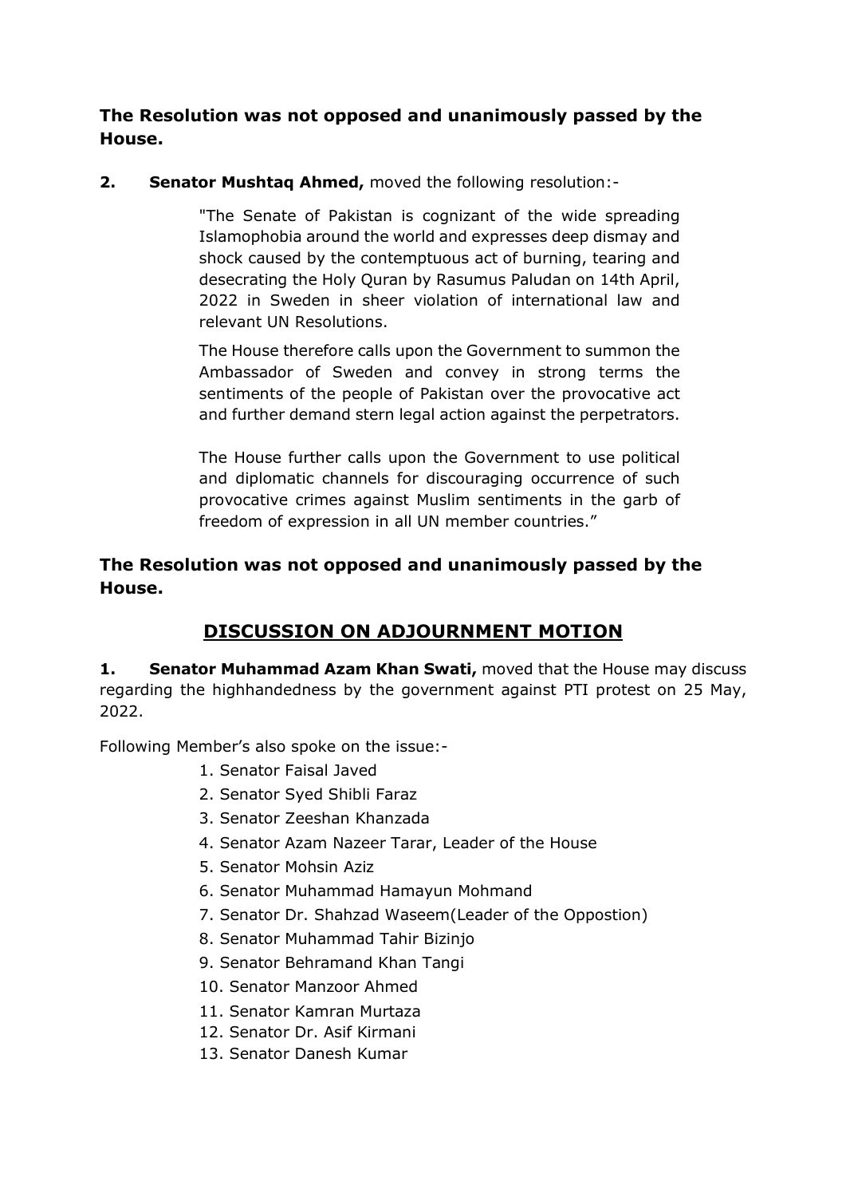**The Resolution was not opposed and unanimously passed by the House.**

**2. Senator Mushtaq Ahmed,** moved the following resolution:-

> "The Senate of Pakistan is cognizant of the wide spreading Islamophobia around the world and expresses deep dismay and shock caused by the contemptuous act of burning, tearing and desecrating the Holy Quran by Rasumus Paludan on 14th April, 2022 in Sweden in sheer violation of international law and relevant UN Resolutions.
>
> The House therefore calls upon the Government to summon the Ambassador of Sweden and convey in strong terms the sentiments of the people of Pakistan over the provocative act and further demand stern legal action against the perpetrators.
>
> The House further calls upon the Government to use political and diplomatic channels for discouraging occurrence of such provocative crimes against Muslim sentiments in the garb of freedom of expression in all UN member countries."

**The Resolution was not opposed and unanimously passed by the House.**

## DISCUSSION ON ADJOURNMENT MOTION

**1. Senator Muhammad Azam Khan Swati,** moved that the House may discuss regarding the highhandedness by the government against PTI protest on 25 May, 2022.

Following Member's also spoke on the issue:-

1. Senator Faisal Javed
2. Senator Syed Shibli Faraz
3. Senator Zeeshan Khanzada
4. Senator Azam Nazeer Tarar, Leader of the House
5. Senator Mohsin Aziz
6. Senator Muhammad Hamayun Mohmand
7. Senator Dr. Shahzad Waseem(Leader of the Oppostion)
8. Senator Muhammad Tahir Bizinjo
9. Senator Behramand Khan Tangi
10. Senator Manzoor Ahmed
11. Senator Kamran Murtaza
12. Senator Dr. Asif Kirmani
13. Senator Danesh Kumar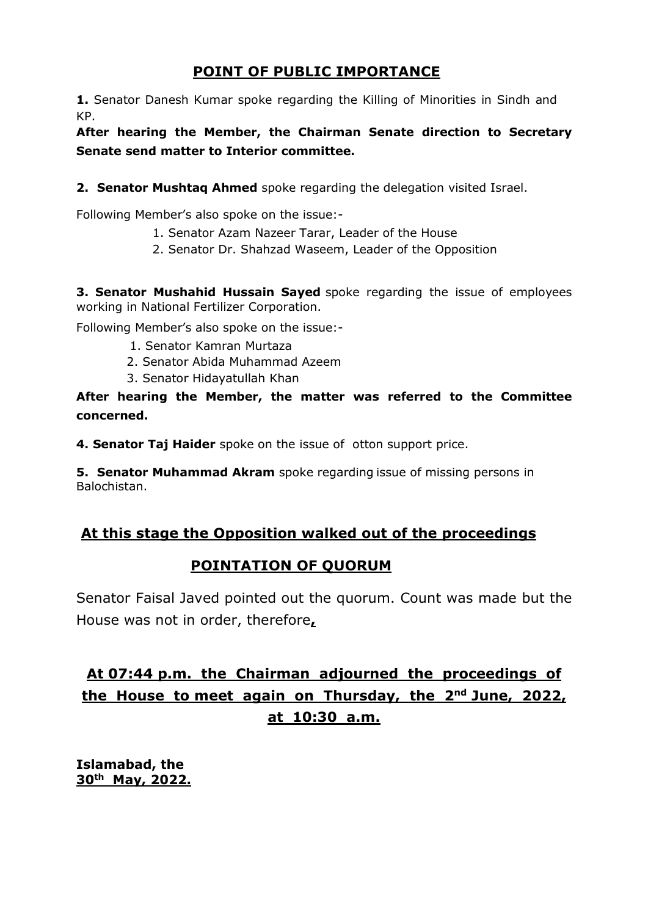## POINT OF PUBLIC IMPORTANCE

**1.** Senator Danesh Kumar spoke regarding the Killing of Minorities in Sindh and KP.

**After hearing the Member, the Chairman Senate direction to Secretary Senate send matter to Interior committee.**

**2. Senator Mushtaq Ahmed** spoke regarding the delegation visited Israel.

Following Member's also spoke on the issue:-

1. Senator Azam Nazeer Tarar, Leader of the House
2. Senator Dr. Shahzad Waseem, Leader of the Opposition

**3. Senator Mushahid Hussain Sayed** spoke regarding the issue of employees working in National Fertilizer Corporation.

Following Member's also spoke on the issue:-

1. Senator Kamran Murtaza
2. Senator Abida Muhammad Azeem
3. Senator Hidayatullah Khan

**After hearing the Member, the matter was referred to the Committee concerned.**

**4. Senator Taj Haider** spoke on the issue of otton support price.

**5. Senator Muhammad Akram** spoke regarding issue of missing persons in Balochistan.

## At this stage the Opposition walked out of the proceedings

## POINTATION OF QUORUM

Senator Faisal Javed pointed out the quorum. Count was made but the House was not in order, therefore,

## At 07:44 p.m. the Chairman adjourned the proceedings of the House to meet again on Thursday, the 2nd June, 2022, at 10:30 a.m.

**Islamabad, the**
**30th May, 2022.**